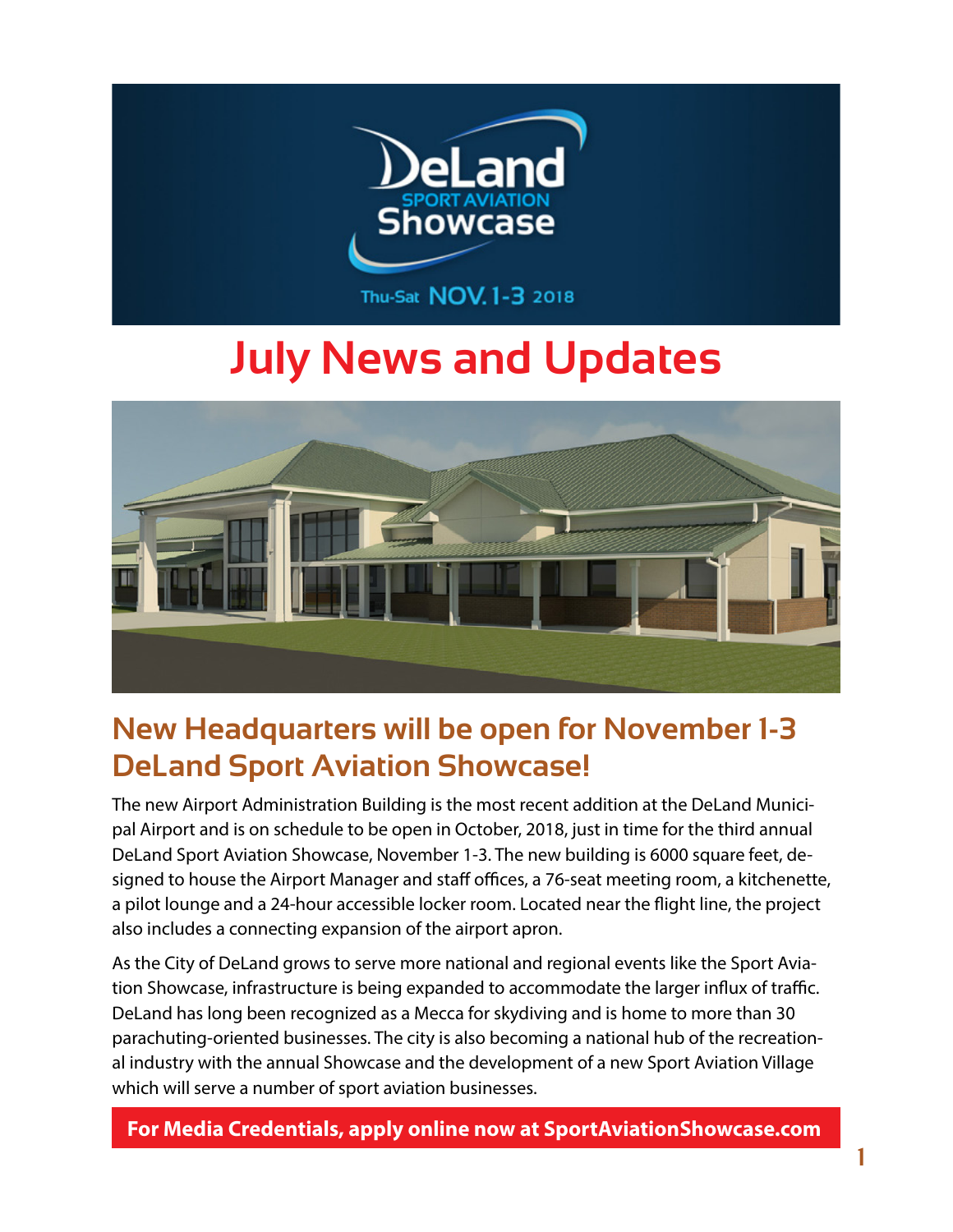# DeLand SPORT AVIATION Showcase

Thu-Sat NOV. 1-3 2018

# July News and Updates

## New Headquarters will be open for November 1-3 DeLand Sport Aviation Showcase!

The new Airport Administration Building is the most recent addition at the DeLand Municipal Airport and is on schedule to be open in October, 2018, just in time for the third annual DeLand Sport Aviation Showcase, November 1-3. The new building is 6000 square feet, designed to house the Airport Manager and staff offices, a 76-seat meeting room, a kitchenette, a pilot lounge and a 24-hour accessible locker room. Located near the flight line, the project also includes a connecting expansion of the airport apron.

As the City of DeLand grows to serve more national and regional events like the Sport Aviation Showcase, infrastructure is being expanded to accommodate the larger influx of traffic. DeLand has long been recognized as a Mecca for skydiving and is home to more than 30 parachuting-oriented businesses. The city is also becoming a national hub of the recreational industry with the annual Showcase and the development of a new Sport Aviation Village which will serve a number of sport aviation businesses.

**For Media Credentials, apply online now at SportAviationShowcase.com**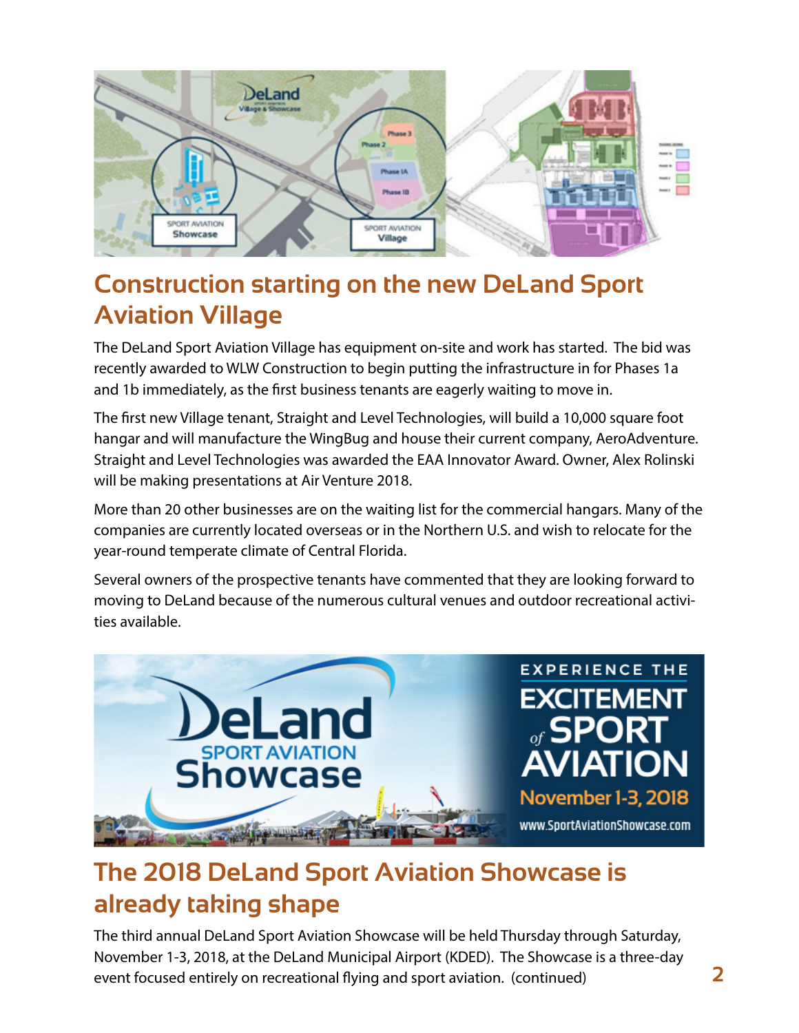## Construction starting on the new DeLand Sport Aviation Village

The DeLand Sport Aviation Village has equipment on-site and work has started. The bid was recently awarded to WLW Construction to begin putting the infrastructure in for Phases 1a and 1b immediately, as the first business tenants are eagerly waiting to move in.

The first new Village tenant, Straight and Level Technologies, will build a 10,000 square foot hangar and will manufacture the WingBug and house their current company, AeroAdventure. Straight and Level Technologies was awarded the EAA Innovator Award. Owner, Alex Rolinski will be making presentations at Air Venture 2018.

More than 20 other businesses are on the waiting list for the commercial hangars. Many of the companies are currently located overseas or in the Northern U.S. and wish to relocate for the year-round temperate climate of Central Florida.

Several owners of the prospective tenants have commented that they are looking forward to moving to DeLand because of the numerous cultural venues and outdoor recreational activities available.

## The 2018 DeLand Sport Aviation Showcase is already taking shape

The third annual DeLand Sport Aviation Showcase will be held Thursday through Saturday, November 1-3, 2018, at the DeLand Municipal Airport (KDED). The Showcase is a three-day event focused entirely on recreational flying and sport aviation. (continued)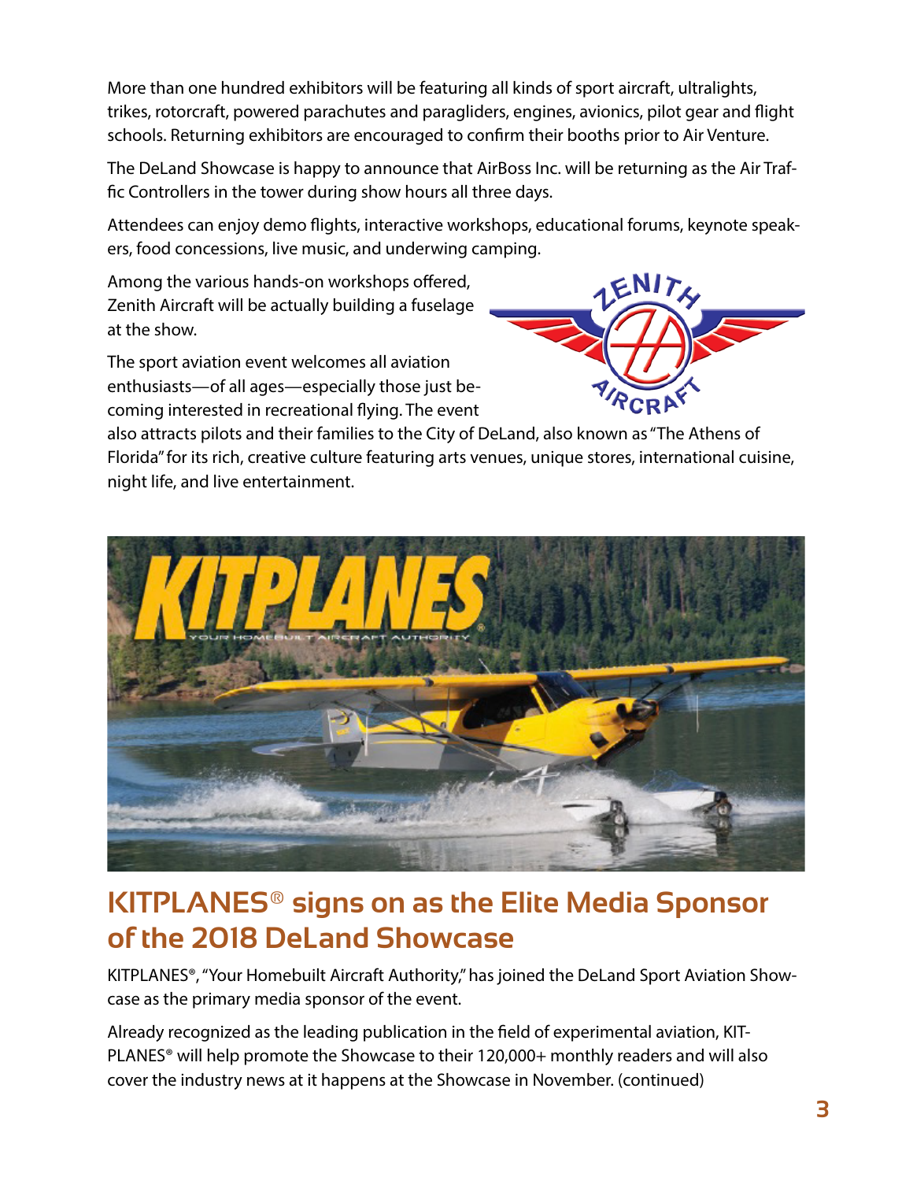More than one hundred exhibitors will be featuring all kinds of sport aircraft, ultralights, trikes, rotorcraft, powered parachutes and paragliders, engines, avionics, pilot gear and flight schools. Returning exhibitors are encouraged to confirm their booths prior to Air Venture.

The DeLand Showcase is happy to announce that AirBoss Inc. will be returning as the Air Traffic Controllers in the tower during show hours all three days.

Attendees can enjoy demo flights, interactive workshops, educational forums, keynote speakers, food concessions, live music, and underwing camping.

Among the various hands-on workshops offered, Zenith Aircraft will be actually building a fuselage at the show.

The sport aviation event welcomes all aviation enthusiasts—of all ages—especially those just becoming interested in recreational flying. The event also attracts pilots and their families to the City of DeLand, also known as "The Athens of Florida" for its rich, creative culture featuring arts venues, unique stores, international cuisine, night life, and live entertainment.

## KITPLANES® signs on as the Elite Media Sponsor of the 2018 DeLand Showcase

KITPLANES®, "Your Homebuilt Aircraft Authority," has joined the DeLand Sport Aviation Showcase as the primary media sponsor of the event.

Already recognized as the leading publication in the field of experimental aviation, KITPLANES® will help promote the Showcase to their 120,000+ monthly readers and will also cover the industry news at it happens at the Showcase in November. (continued)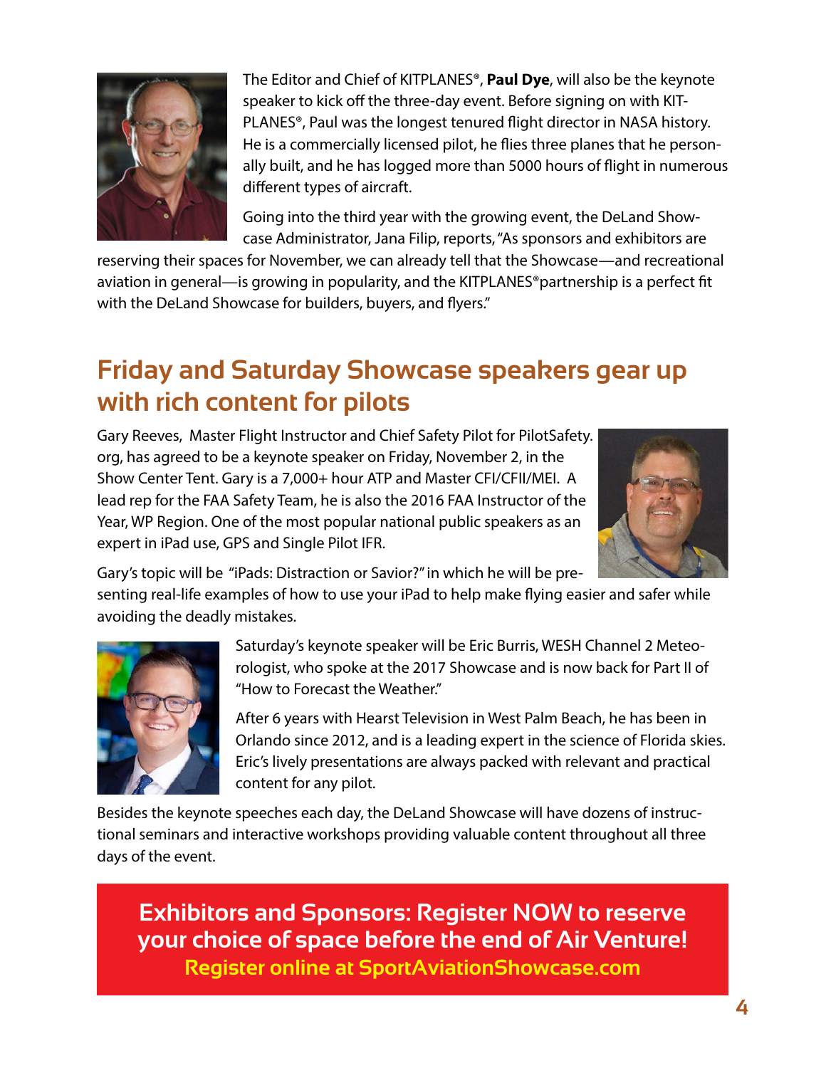The Editor and Chief of KITPLANES®, **Paul Dye**, will also be the keynote speaker to kick off the three-day event. Before signing on with KITPLANES®, Paul was the longest tenured flight director in NASA history. He is a commercially licensed pilot, he flies three planes that he personally built, and he has logged more than 5000 hours of flight in numerous different types of aircraft.

Going into the third year with the growing event, the DeLand Showcase Administrator, Jana Filip, reports, "As sponsors and exhibitors are reserving their spaces for November, we can already tell that the Showcase—and recreational aviation in general—is growing in popularity, and the KITPLANES® partnership is a perfect fit with the DeLand Showcase for builders, buyers, and flyers."

## Friday and Saturday Showcase speakers gear up with rich content for pilots

Gary Reeves, Master Flight Instructor and Chief Safety Pilot for PilotSafety.org, has agreed to be a keynote speaker on Friday, November 2, in the Show Center Tent. Gary is a 7,000+ hour ATP and Master CFI/CFII/MEI. A lead rep for the FAA Safety Team, he is also the 2016 FAA Instructor of the Year, WP Region. One of the most popular national public speakers as an expert in iPad use, GPS and Single Pilot IFR.

Gary's topic will be "iPads: Distraction or Savior?" in which he will be presenting real-life examples of how to use your iPad to help make flying easier and safer while avoiding the deadly mistakes.

Saturday's keynote speaker will be Eric Burris, WESH Channel 2 Meteorologist, who spoke at the 2017 Showcase and is now back for Part II of "How to Forecast the Weather."

After 6 years with Hearst Television in West Palm Beach, he has been in Orlando since 2012, and is a leading expert in the science of Florida skies. Eric's lively presentations are always packed with relevant and practical content for any pilot.

Besides the keynote speeches each day, the DeLand Showcase will have dozens of instructional seminars and interactive workshops providing valuable content throughout all three days of the event.

**Exhibitors and Sponsors: Register NOW to reserve your choice of space before the end of Air Venture!**

**Register online at SportAviationShowcase.com**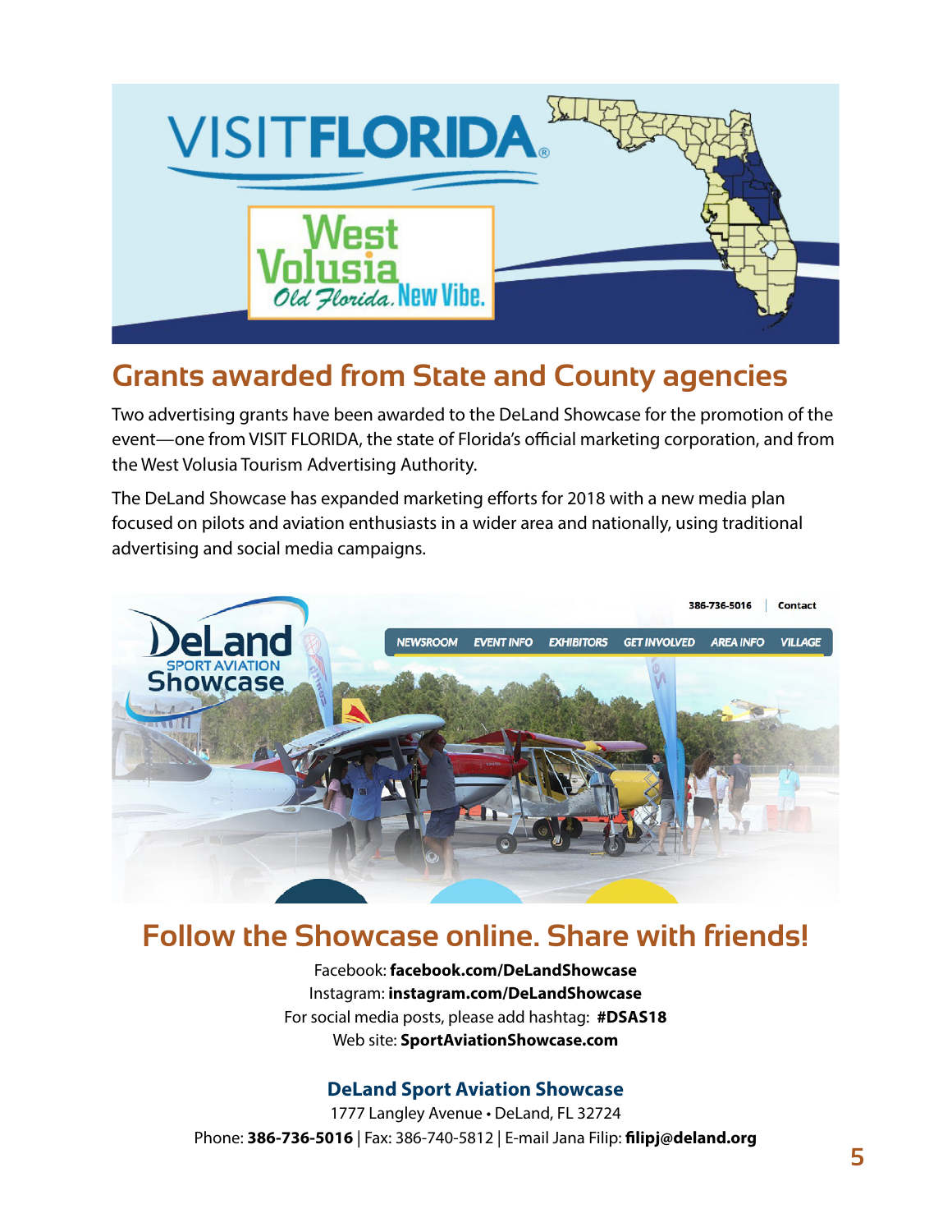## Grants awarded from State and County agencies

Two advertising grants have been awarded to the DeLand Showcase for the promotion of the event—one from VISIT FLORIDA, the state of Florida's official marketing corporation, and from the West Volusia Tourism Advertising Authority.

The DeLand Showcase has expanded marketing efforts for 2018 with a new media plan focused on pilots and aviation enthusiasts in a wider area and nationally, using traditional advertising and social media campaigns.

## Follow the Showcase online. Share with friends!

Facebook: **facebook.com/DeLandShowcase**
Instagram: **instagram.com/DeLandShowcase**
For social media posts, please add hashtag: **#DSAS18**
Web site: **SportAviationShowcase.com**

### DeLand Sport Aviation Showcase

1777 Langley Avenue • DeLand, FL 32724
Phone: **386-736-5016** | Fax: 386-740-5812 | E-mail Jana Filip: **filipj@deland.org**